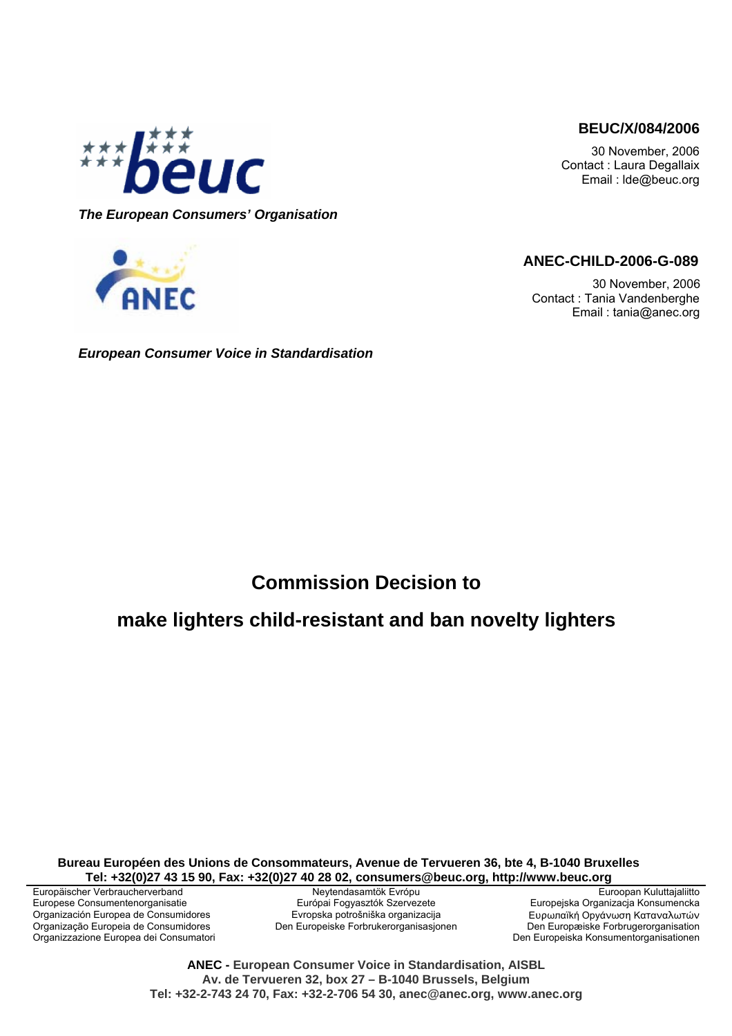**BEUC/X/084/2006**

30 November, 2006
Contact : Laura Degallaix
Email : lde@beuc.org

***The European Consumers' Organisation***

**ANEC-CHILD-2006-G-089**

30 November, 2006
Contact : Tania Vandenberghe
Email : tania@anec.org

***European Consumer Voice in Standardisation***

# Commission Decision to make lighters child-resistant and ban novelty lighters

**Bureau Européen des Unions de Consommateurs, Avenue de Tervueren 36, bte 4, B-1040 Bruxelles**
**Tel: +32(0)27 43 15 90, Fax: +32(0)27 40 28 02, consumers@beuc.org, http://www.beuc.org**

Europäischer Verbraucherverband
Europese Consumentenorganisatie
Organización Europea de Consumidores
Organização Europeia de Consumidores
Organizzazione Europea dei Consumatori
Neytendasamtök Evrópu
Európai Fogyasztók Szervezete
Evropska potrošniška organizacija
Den Europeiske Forbrukerorganisasjonen
Euroopan Kuluttajaliitto
Europejska Organizacja Konsumencka
Ευρωπαϊκή Οργάνωση Καταναλωτών
Den Europæiske Forbrugerorganisation
Den Europeiska Konsumentorganisationen

**ANEC - European Consumer Voice in Standardisation, AISBL**
**Av. de Tervueren 32, box 27 – B-1040 Brussels, Belgium**
**Tel: +32-2-743 24 70, Fax: +32-2-706 54 30, anec@anec.org, www.anec.org**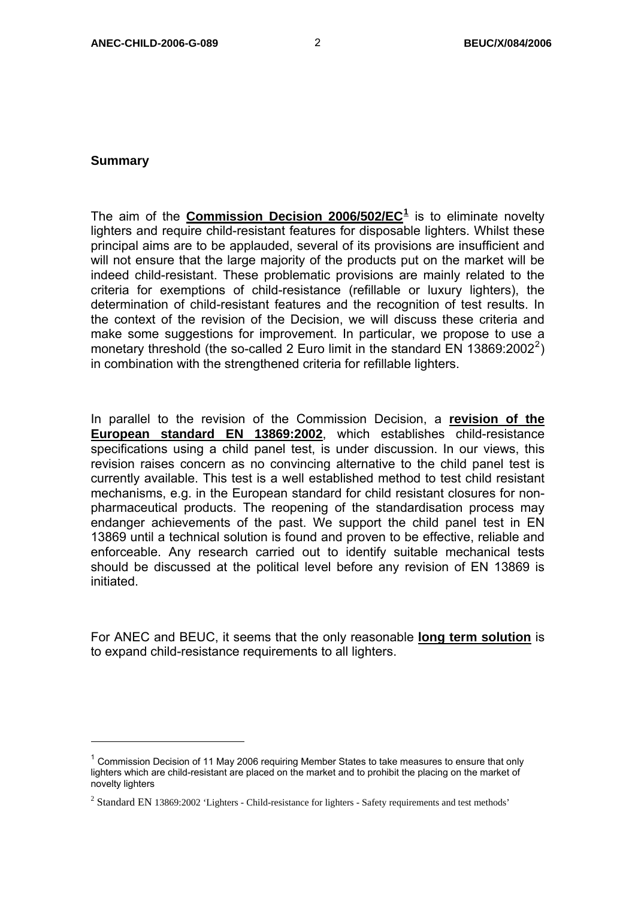## Summary

The aim of the **Commission Decision 2006/502/EC**[1] is to eliminate novelty lighters and require child-resistant features for disposable lighters. Whilst these principal aims are to be applauded, several of its provisions are insufficient and will not ensure that the large majority of the products put on the market will be indeed child-resistant. These problematic provisions are mainly related to the criteria for exemptions of child-resistance (refillable or luxury lighters), the determination of child-resistant features and the recognition of test results. In the context of the revision of the Decision, we will discuss these criteria and make some suggestions for improvement. In particular, we propose to use a monetary threshold (the so-called 2 Euro limit in the standard EN 13869:2002[2]) in combination with the strengthened criteria for refillable lighters.

In parallel to the revision of the Commission Decision, a **revision of the European standard EN 13869:2002**, which establishes child-resistance specifications using a child panel test, is under discussion. In our views, this revision raises concern as no convincing alternative to the child panel test is currently available. This test is a well established method to test child resistant mechanisms, e.g. in the European standard for child resistant closures for non-pharmaceutical products. The reopening of the standardisation process may endanger achievements of the past. We support the child panel test in EN 13869 until a technical solution is found and proven to be effective, reliable and enforceable. Any research carried out to identify suitable mechanical tests should be discussed at the political level before any revision of EN 13869 is initiated.

For ANEC and BEUC, it seems that the only reasonable **long term solution** is to expand child-resistance requirements to all lighters.

---

[1] Commission Decision of 11 May 2006 requiring Member States to take measures to ensure that only lighters which are child-resistant are placed on the market and to prohibit the placing on the market of novelty lighters

[2] Standard EN 13869:2002 'Lighters - Child-resistance for lighters - Safety requirements and test methods'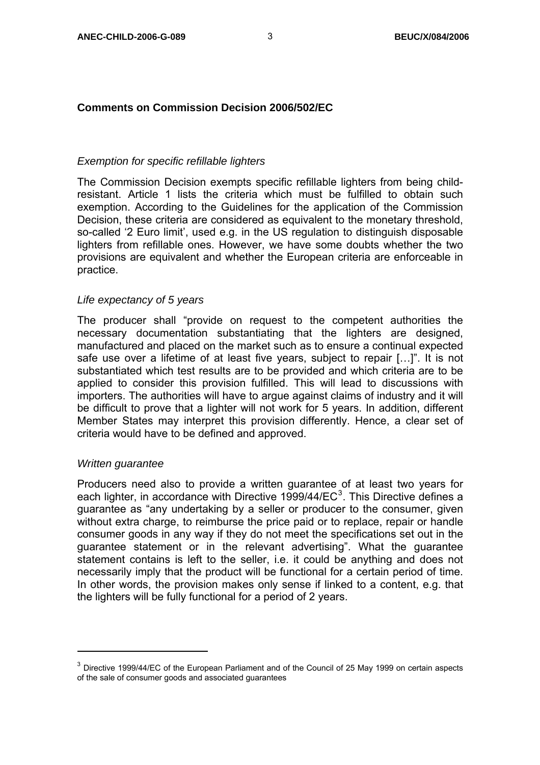**Comments on Commission Decision 2006/502/EC**

*Exemption for specific refillable lighters*

The Commission Decision exempts specific refillable lighters from being child-resistant. Article 1 lists the criteria which must be fulfilled to obtain such exemption. According to the Guidelines for the application of the Commission Decision, these criteria are considered as equivalent to the monetary threshold, so-called '2 Euro limit', used e.g. in the US regulation to distinguish disposable lighters from refillable ones. However, we have some doubts whether the two provisions are equivalent and whether the European criteria are enforceable in practice.

*Life expectancy of 5 years*

The producer shall "provide on request to the competent authorities the necessary documentation substantiating that the lighters are designed, manufactured and placed on the market such as to ensure a continual expected safe use over a lifetime of at least five years, subject to repair […]". It is not substantiated which test results are to be provided and which criteria are to be applied to consider this provision fulfilled. This will lead to discussions with importers. The authorities will have to argue against claims of industry and it will be difficult to prove that a lighter will not work for 5 years. In addition, different Member States may interpret this provision differently. Hence, a clear set of criteria would have to be defined and approved.

*Written guarantee*

Producers need also to provide a written guarantee of at least two years for each lighter, in accordance with Directive 1999/44/EC[3]. This Directive defines a guarantee as "any undertaking by a seller or producer to the consumer, given without extra charge, to reimburse the price paid or to replace, repair or handle consumer goods in any way if they do not meet the specifications set out in the guarantee statement or in the relevant advertising". What the guarantee statement contains is left to the seller, i.e. it could be anything and does not necessarily imply that the product will be functional for a certain period of time. In other words, the provision makes only sense if linked to a content, e.g. that the lighters will be fully functional for a period of 2 years.

[3] Directive 1999/44/EC of the European Parliament and of the Council of 25 May 1999 on certain aspects of the sale of consumer goods and associated guarantees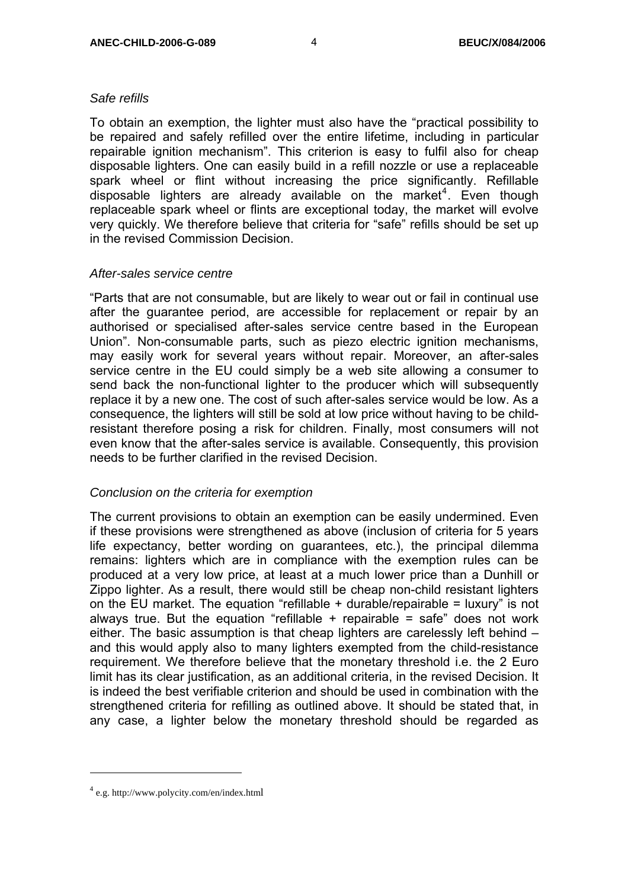*Safe refills*

To obtain an exemption, the lighter must also have the "practical possibility to be repaired and safely refilled over the entire lifetime, including in particular repairable ignition mechanism". This criterion is easy to fulfil also for cheap disposable lighters. One can easily build in a refill nozzle or use a replaceable spark wheel or flint without increasing the price significantly. Refillable disposable lighters are already available on the market[4]. Even though replaceable spark wheel or flints are exceptional today, the market will evolve very quickly. We therefore believe that criteria for "safe" refills should be set up in the revised Commission Decision.

*After-sales service centre*

"Parts that are not consumable, but are likely to wear out or fail in continual use after the guarantee period, are accessible for replacement or repair by an authorised or specialised after-sales service centre based in the European Union". Non-consumable parts, such as piezo electric ignition mechanisms, may easily work for several years without repair. Moreover, an after-sales service centre in the EU could simply be a web site allowing a consumer to send back the non-functional lighter to the producer which will subsequently replace it by a new one. The cost of such after-sales service would be low. As a consequence, the lighters will still be sold at low price without having to be child-resistant therefore posing a risk for children. Finally, most consumers will not even know that the after-sales service is available. Consequently, this provision needs to be further clarified in the revised Decision.

*Conclusion on the criteria for exemption*

The current provisions to obtain an exemption can be easily undermined. Even if these provisions were strengthened as above (inclusion of criteria for 5 years life expectancy, better wording on guarantees, etc.), the principal dilemma remains: lighters which are in compliance with the exemption rules can be produced at a very low price, at least at a much lower price than a Dunhill or Zippo lighter. As a result, there would still be cheap non-child resistant lighters on the EU market. The equation "refillable + durable/repairable = luxury" is not always true. But the equation "refillable + repairable = safe" does not work either. The basic assumption is that cheap lighters are carelessly left behind – and this would apply also to many lighters exempted from the child-resistance requirement. We therefore believe that the monetary threshold i.e. the 2 Euro limit has its clear justification, as an additional criteria, in the revised Decision. It is indeed the best verifiable criterion and should be used in combination with the strengthened criteria for refilling as outlined above. It should be stated that, in any case, a lighter below the monetary threshold should be regarded as

---

[4] e.g. http://www.polycity.com/en/index.html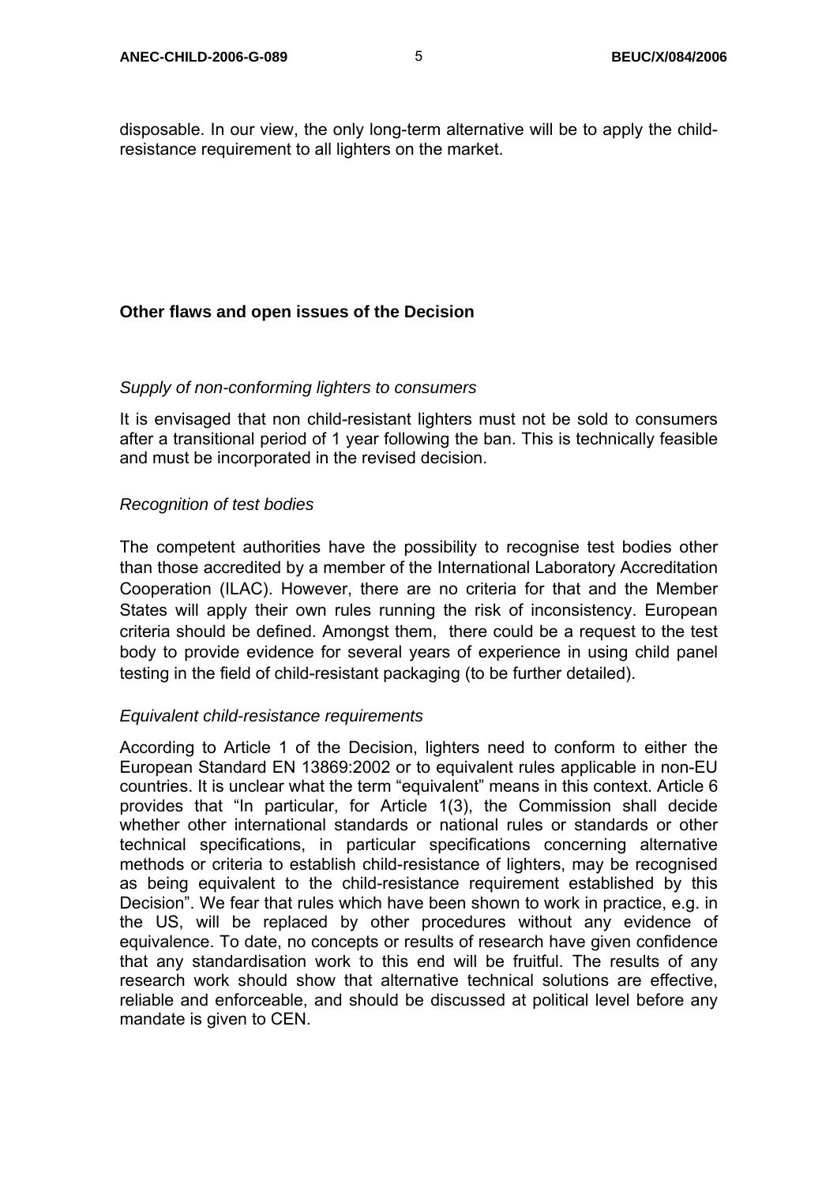disposable. In our view, the only long-term alternative will be to apply the child-resistance requirement to all lighters on the market.

## Other flaws and open issues of the Decision

*Supply of non-conforming lighters to consumers*

It is envisaged that non child-resistant lighters must not be sold to consumers after a transitional period of 1 year following the ban. This is technically feasible and must be incorporated in the revised decision.

*Recognition of test bodies*

The competent authorities have the possibility to recognise test bodies other than those accredited by a member of the International Laboratory Accreditation Cooperation (ILAC). However, there are no criteria for that and the Member States will apply their own rules running the risk of inconsistency. European criteria should be defined. Amongst them, there could be a request to the test body to provide evidence for several years of experience in using child panel testing in the field of child-resistant packaging (to be further detailed).

*Equivalent child-resistance requirements*

According to Article 1 of the Decision, lighters need to conform to either the European Standard EN 13869:2002 or to equivalent rules applicable in non-EU countries. It is unclear what the term "equivalent" means in this context. Article 6 provides that "In particular, for Article 1(3), the Commission shall decide whether other international standards or national rules or standards or other technical specifications, in particular specifications concerning alternative methods or criteria to establish child-resistance of lighters, may be recognised as being equivalent to the child-resistance requirement established by this Decision". We fear that rules which have been shown to work in practice, e.g. in the US, will be replaced by other procedures without any evidence of equivalence. To date, no concepts or results of research have given confidence that any standardisation work to this end will be fruitful. The results of any research work should show that alternative technical solutions are effective, reliable and enforceable, and should be discussed at political level before any mandate is given to CEN.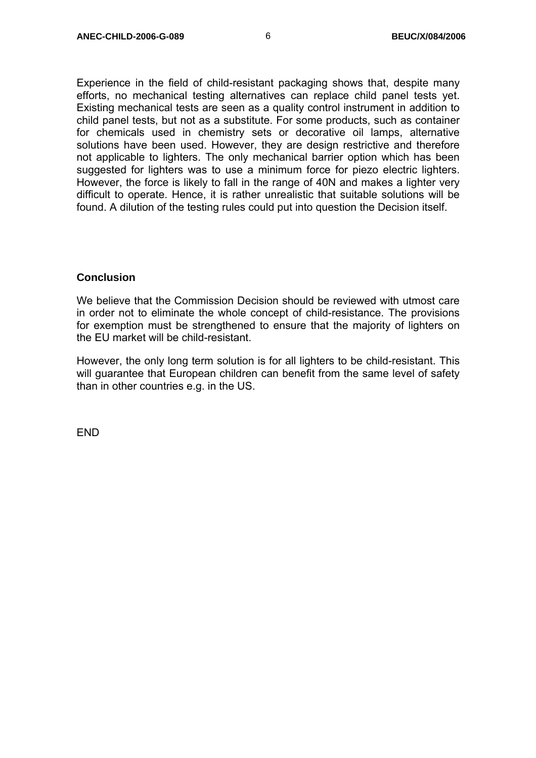Experience in the field of child-resistant packaging shows that, despite many efforts, no mechanical testing alternatives can replace child panel tests yet. Existing mechanical tests are seen as a quality control instrument in addition to child panel tests, but not as a substitute. For some products, such as container for chemicals used in chemistry sets or decorative oil lamps, alternative solutions have been used. However, they are design restrictive and therefore not applicable to lighters. The only mechanical barrier option which has been suggested for lighters was to use a minimum force for piezo electric lighters. However, the force is likely to fall in the range of 40N and makes a lighter very difficult to operate. Hence, it is rather unrealistic that suitable solutions will be found. A dilution of the testing rules could put into question the Decision itself.

## Conclusion

We believe that the Commission Decision should be reviewed with utmost care in order not to eliminate the whole concept of child-resistance. The provisions for exemption must be strengthened to ensure that the majority of lighters on the EU market will be child-resistant.

However, the only long term solution is for all lighters to be child-resistant. This will guarantee that European children can benefit from the same level of safety than in other countries e.g. in the US.

END